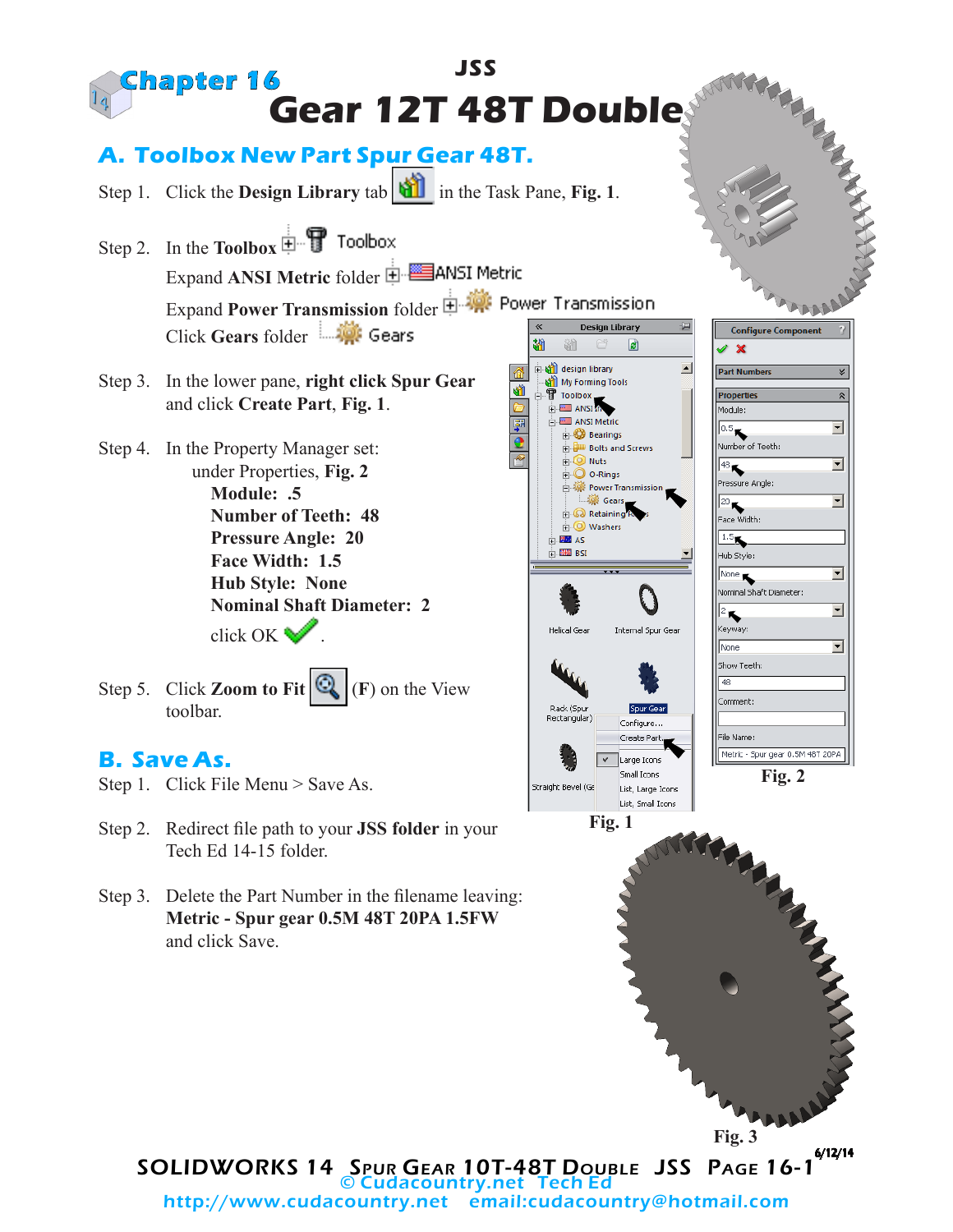# Chapter 16

JSS

# Gear 12T 48T Double

## A. Toolbox New Part Spur Gear 48T.

Step 1. Click the **Design Library** tab in the Task Pane, **Fig. 1**.

Step 2. In the **Toolbox** Toolbox
Expand **ANSI Metric** folder ANSI Metric
Expand **Power Transmission** folder Power Transmission
Click **Gears** folder Gears

Step 3. In the lower pane, **right click Spur Gear** and click **Create Part**, **Fig. 1**.

Step 4. In the Property Manager set:
under Properties, **Fig. 2**
**Module: .5**
**Number of Teeth: 48**
**Pressure Angle: 20**
**Face Width: 1.5**
**Hub Style: None**
**Nominal Shaft Diameter: 2**
click OK .

Step 5. Click **Zoom to Fit** (**F**) on the View toolbar.

Fig. 1

Fig. 2

## B. Save As.

Step 1. Click File Menu > Save As.

Step 2. Redirect file path to your **JSS folder** in your Tech Ed 14-15 folder.

Step 3. Delete the Part Number in the filename leaving:
**Metric - Spur gear 0.5M 48T 20PA 1.5FW**
and click Save.

Fig. 3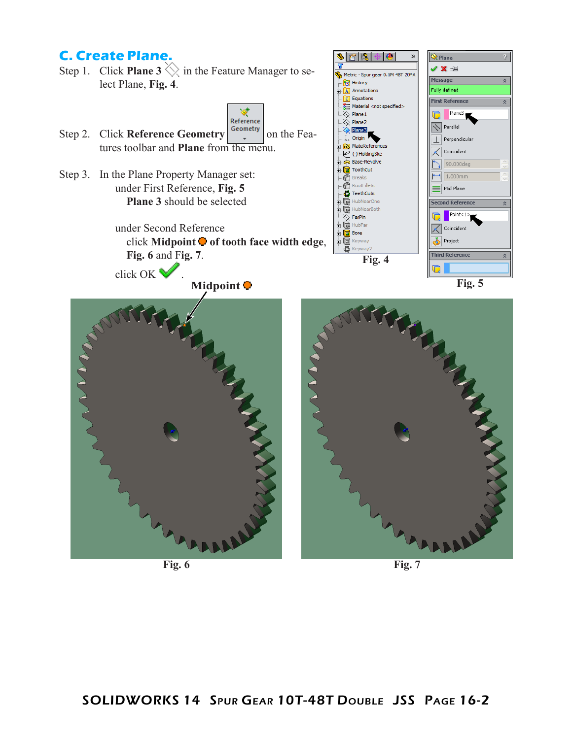## C. Create Plane.

Step 1. Click **Plane 3** in the Feature Manager to select Plane, **Fig. 4**.

Step 2. Click **Reference Geometry** on the Features toolbar and **Plane** from the menu.

Step 3. In the Plane Property Manager set:

under First Reference, **Fig. 5**
**Plane 3** should be selected

under Second Reference
click **Midpoint** **of tooth face width edge**, **Fig. 6** and **Fig. 7**.

click OK .

**Fig. 4**

**Fig. 5**

**Midpoint**

**Fig. 6**

**Fig. 7**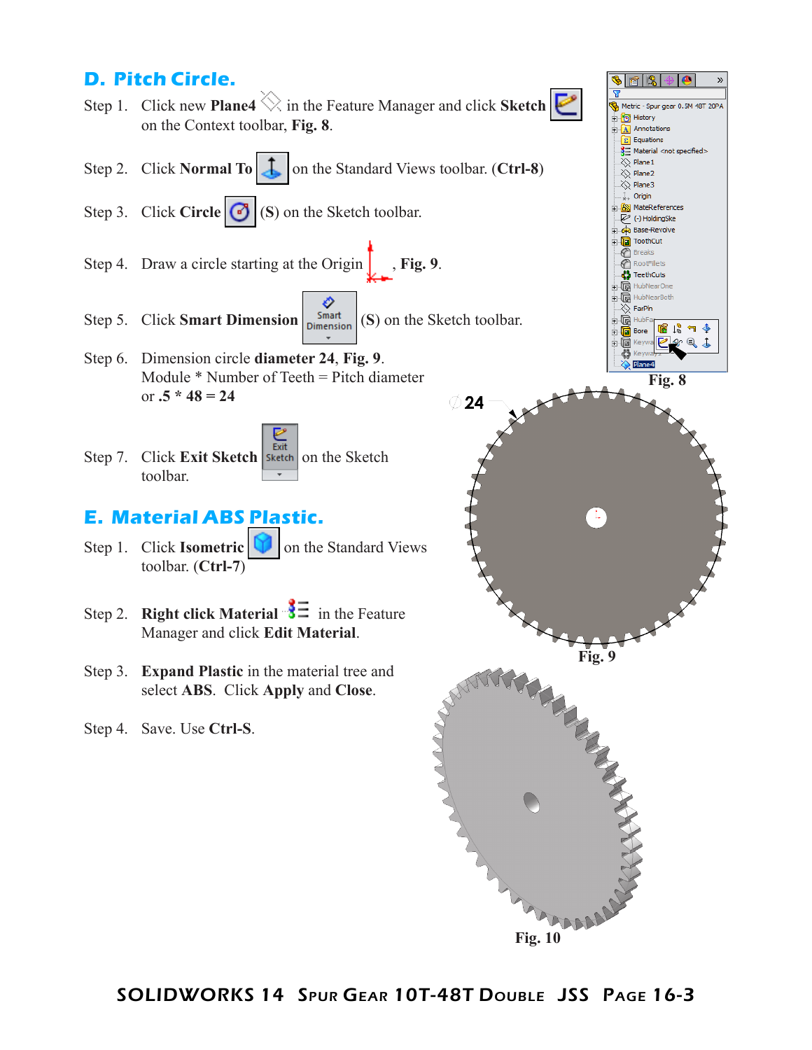## D. Pitch Circle.

Step 1. Click new **Plane4** in the Feature Manager and click **Sketch** on the Context toolbar, **Fig. 8**.

Step 2. Click **Normal To** on the Standard Views toolbar. (**Ctrl-8**)

Step 3. Click **Circle** (**S**) on the Sketch toolbar.

Step 4. Draw a circle starting at the Origin, **Fig. 9**.

Step 5. Click **Smart Dimension** (**S**) on the Sketch toolbar.

Step 6. Dimension circle **diameter 24**, **Fig. 9**.
Module * Number of Teeth = Pitch diameter
or **.5 * 48 = 24**

Step 7. Click **Exit Sketch** on the Sketch toolbar.

Fig. 8

Fig. 9

## E. Material ABS Plastic.

Step 1. Click **Isometric** on the Standard Views toolbar. (**Ctrl-7**)

Step 2. **Right click Material** in the Feature Manager and click **Edit Material**.

Step 3. **Expand Plastic** in the material tree and select **ABS**. Click **Apply** and **Close**.

Step 4. Save. Use **Ctrl-S**.

Fig. 10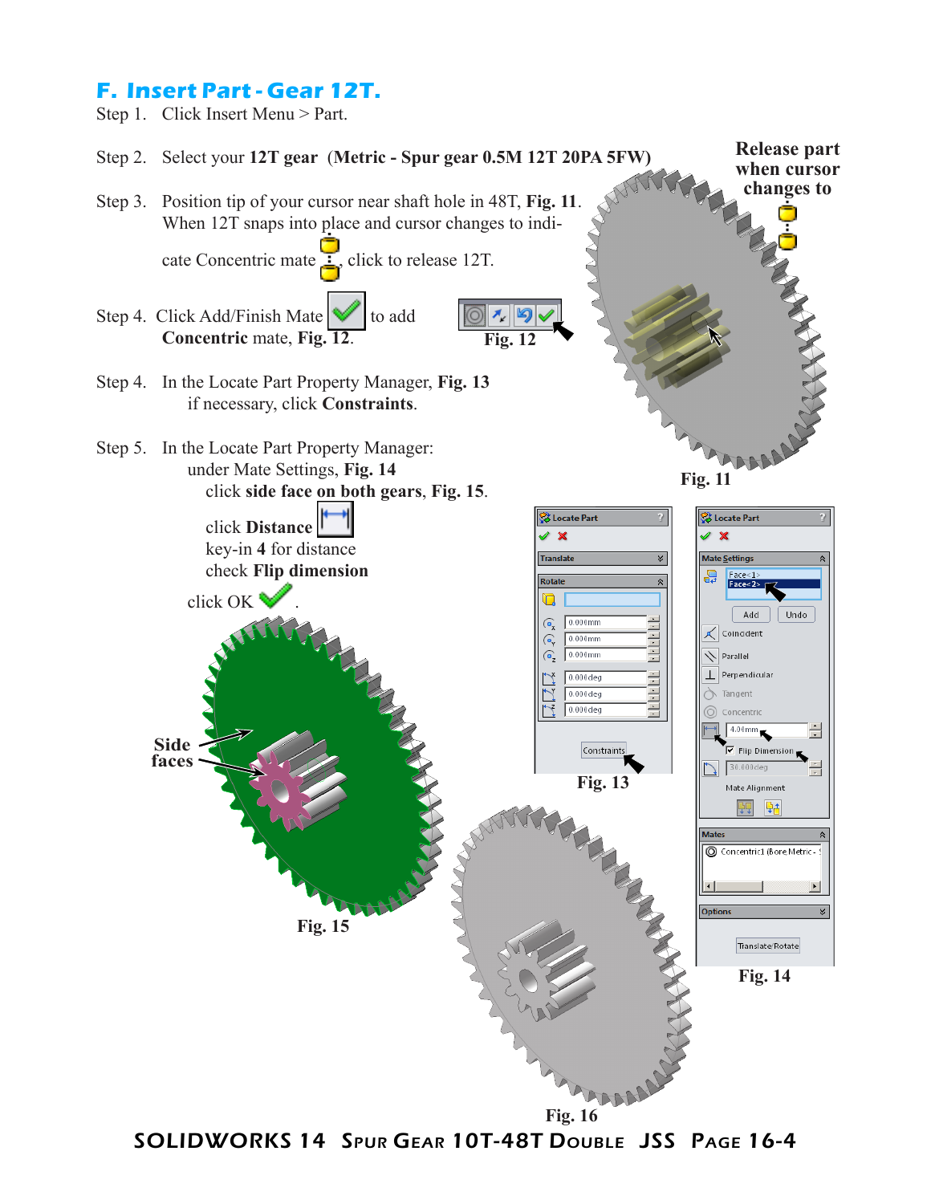## F. Insert Part - Gear 12T.

Step 1. Click Insert Menu > Part.

Step 2. Select your **12T gear** (**Metric - Spur gear 0.5M 12T 20PA 5FW)**

Step 3. Position tip of your cursor near shaft hole in 48T, **Fig. 11**. When 12T snaps into place and cursor changes to indicate Concentric mate, click to release 12T.

Step 4. Click Add/Finish Mate to add **Concentric** mate, **Fig. 12**.

Step 4. In the Locate Part Property Manager, **Fig. 13** if necessary, click **Constraints**.

Step 5. In the Locate Part Property Manager: under Mate Settings, **Fig. 14** click **side face on both gears**, **Fig. 15**.

click **Distance**
key-in **4** for distance
check **Flip dimension**

click OK.

**Release part when cursor changes to**

**Fig. 11**

**Fig. 12**

**Fig. 13**

**Fig. 14**

**Side faces**

**Fig. 15**

**Fig. 16**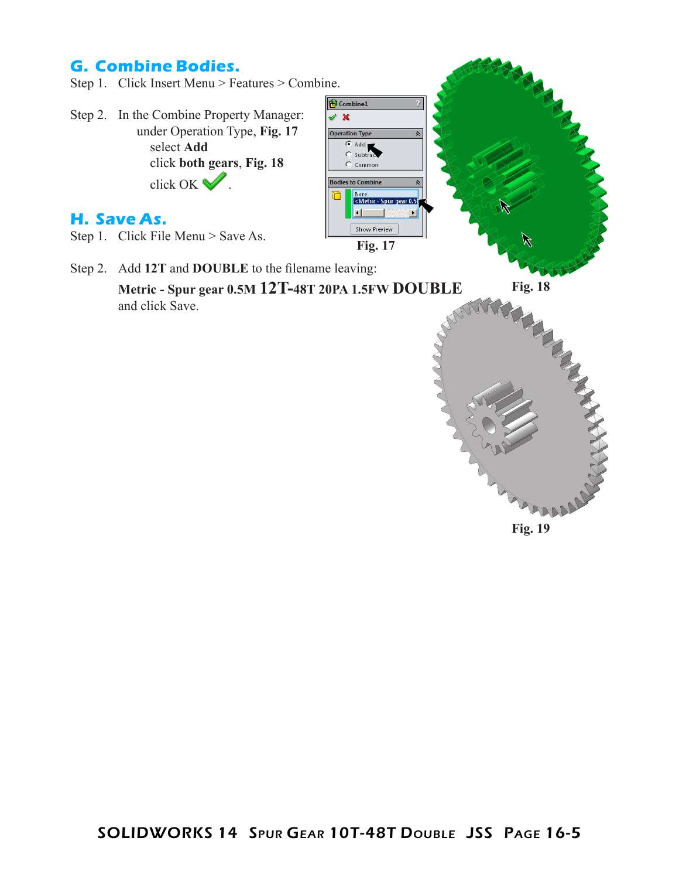## G. Combine Bodies.

Step 1. Click Insert Menu > Features > Combine.

Step 2. In the Combine Property Manager:
under Operation Type, **Fig. 17**
select **Add**
click **both gears**, **Fig. 18**
click OK .

**Fig. 17**

**Fig. 18**

## H. Save As.

Step 1. Click File Menu > Save As.

Step 2. Add **12T** and **DOUBLE** to the filename leaving:
**Metric - Spur gear 0.5M 12T-48T 20PA 1.5FW DOUBLE**
and click Save.

**Fig. 19**